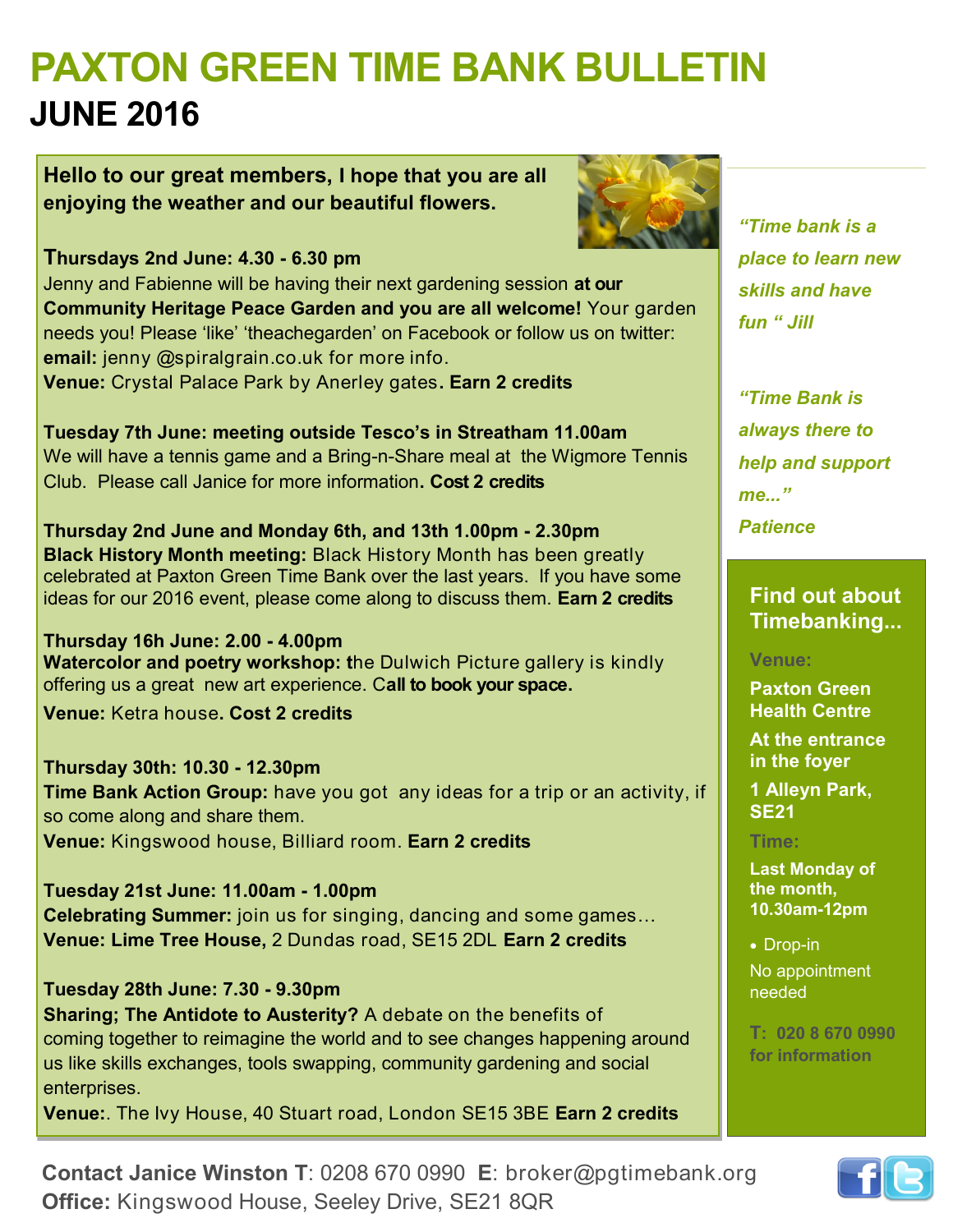# PAXTON GREEN TIME BANK BULLETIN

## JUNE 2016

**Hello to our great members, I hope that you are all enjoying the weather and our beautiful flowers.**

**Thursdays 2nd June: 4.30 - 6.30 pm**
Jenny and Fabienne will be having their next gardening session **at our Community Heritage Peace Garden and you are all welcome!** Your garden needs you! Please 'like' 'theachegarden' on Facebook or follow us on twitter: **email:** jenny @spiralgrain.co.uk for more info.
**Venue:** Crystal Palace Park by Anerley gates**. Earn 2 credits**

**Tuesday 7th June: meeting outside Tesco's in Streatham 11.00am**
We will have a tennis game and a Bring-n-Share meal at the Wigmore Tennis Club. Please call Janice for more information**. Cost 2 credits**

**Thursday 2nd June and Monday 6th, and 13th 1.00pm - 2.30pm**
**Black History Month meeting:** Black History Month has been greatly celebrated at Paxton Green Time Bank over the last years. If you have some ideas for our 2016 event, please come along to discuss them. **Earn 2 credits**

**Thursday 16h June: 2.00 - 4.00pm**
**Watercolor and poetry workshop: t**he Dulwich Picture gallery is kindly offering us a great new art experience. C**all to book your space.**
**Venue:** Ketra house**. Cost 2 credits**

**Thursday 30th: 10.30 - 12.30pm**
**Time Bank Action Group:** have you got any ideas for a trip or an activity, if so come along and share them.
**Venue:** Kingswood house, Billiard room. **Earn 2 credits**

**Tuesday 21st June: 11.00am - 1.00pm**
**Celebrating Summer:** join us for singing, dancing and some games…
**Venue: Lime Tree House,** 2 Dundas road, SE15 2DL **Earn 2 credits**

**Tuesday 28th June: 7.30 - 9.30pm**
**Sharing; The Antidote to Austerity?** A debate on the benefits of coming together to reimagine the world and to see changes happening around us like skills exchanges, tools swapping, community gardening and social enterprises.
**Venue:**. The Ivy House, 40 Stuart road, London SE15 3BE **Earn 2 credits**

*"Time bank is a place to learn new skills and have fun " Jill*

*"Time Bank is always there to help and support me..." Patience*

### Find out about Timebanking...

**Venue:**

**Paxton Green Health Centre**

**At the entrance in the foyer**

**1 Alleyn Park, SE21**

**Time:**

**Last Monday of the month, 10.30am-12pm**

- Drop-in

No appointment needed

**T: 020 8 670 0990 for information**

**Contact Janice Winston T**: 0208 670 0990 **E**: broker@pgtimebank.org
**Office:** Kingswood House, Seeley Drive, SE21 8QR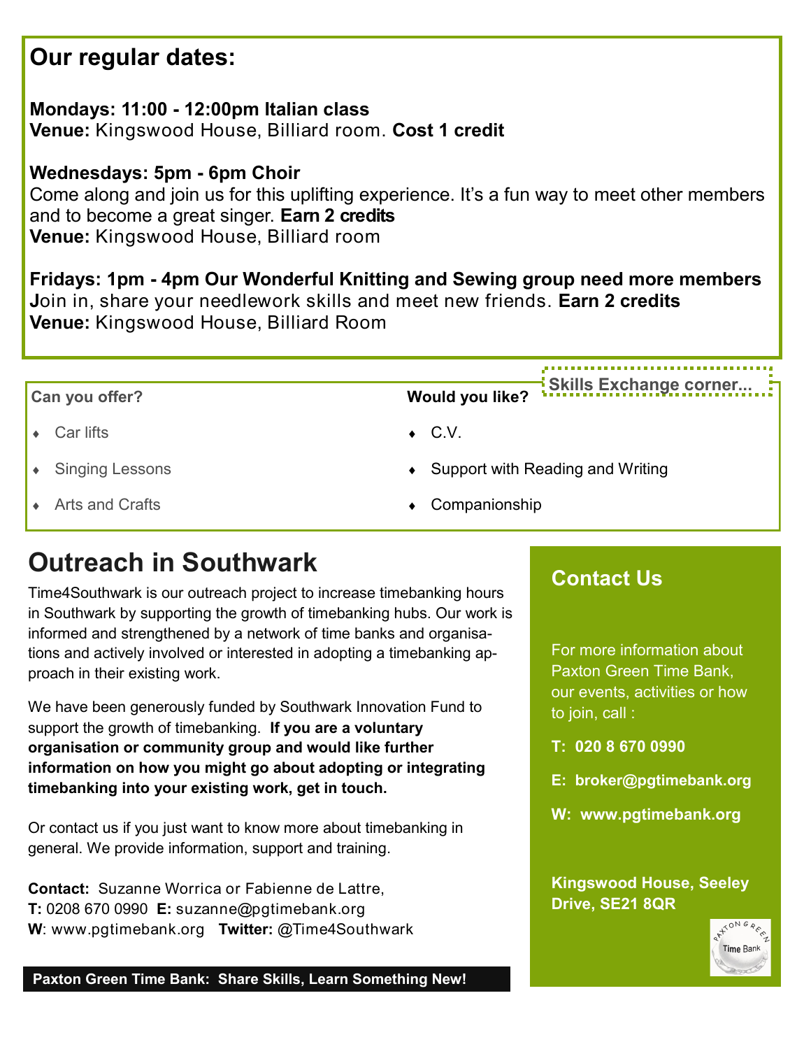## Our regular dates:

**Mondays: 11:00 - 12:00pm Italian class**
**Venue:** Kingswood House, Billiard room. **Cost 1 credit**

**Wednesdays: 5pm - 6pm Choir**
Come along and join us for this uplifting experience. It's a fun way to meet other members and to become a great singer. **Earn 2 credits**
**Venue:** Kingswood House, Billiard room

**Fridays: 1pm - 4pm Our Wonderful Knitting and Sewing group need more members**
Join in, share your needlework skills and meet new friends. **Earn 2 credits**
**Venue:** Kingswood House, Billiard Room

### Skills Exchange corner...

**Can you offer?**

- Car lifts
- Singing Lessons
- Arts and Crafts

**Would you like?**

- C.V.
- Support with Reading and Writing
- Companionship

## Outreach in Southwark

Time4Southwark is our outreach project to increase timebanking hours in Southwark by supporting the growth of timebanking hubs. Our work is informed and strengthened by a network of time banks and organisations and actively involved or interested in adopting a timebanking approach in their existing work.

We have been generously funded by Southwark Innovation Fund to support the growth of timebanking. **If you are a voluntary organisation or community group and would like further information on how you might go about adopting or integrating timebanking into your existing work, get in touch.**

Or contact us if you just want to know more about timebanking in general. We provide information, support and training.

**Contact:** Suzanne Worrica or Fabienne de Lattre,
**T:** 0208 670 0990 **E:** suzanne@pgtimebank.org
**W**: www.pgtimebank.org **Twitter:** @Time4Southwark

**Paxton Green Time Bank: Share Skills, Learn Something New!**

## Contact Us

For more information about Paxton Green Time Bank, our events, activities or how to join, call :

**T: 020 8 670 0990**

**E: broker@pgtimebank.org**

**W: www.pgtimebank.org**

**Kingswood House, Seeley Drive, SE21 8QR**